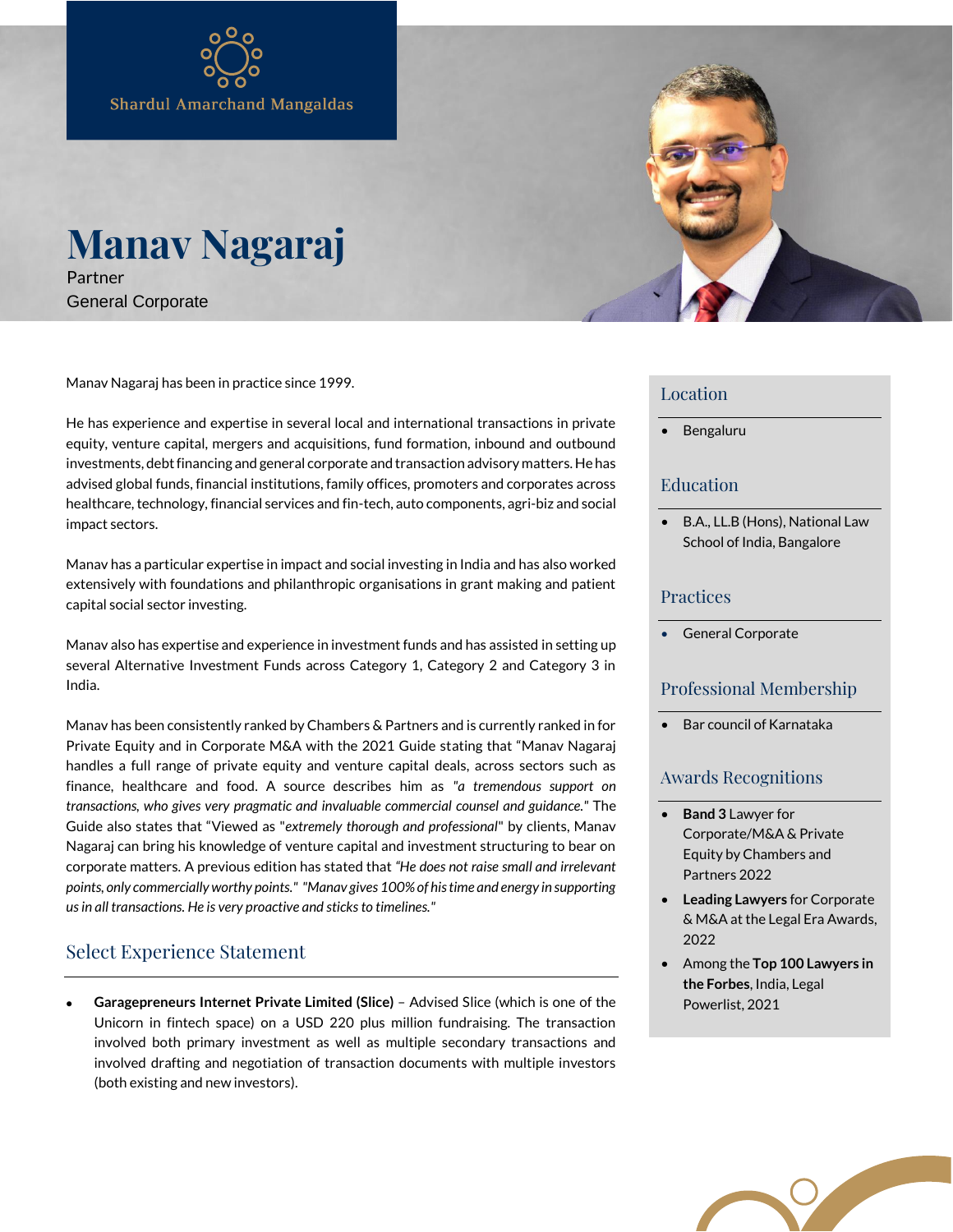Shardul Amarchand Mangaldas

# Manav Nagaraj

Partner
General Corporate

Manav Nagaraj has been in practice since 1999.

He has experience and expertise in several local and international transactions in private equity, venture capital, mergers and acquisitions, fund formation, inbound and outbound investments, debt financing and general corporate and transaction advisory matters. He has advised global funds, financial institutions, family offices, promoters and corporates across healthcare, technology, financial services and fin-tech, auto components, agri-biz and social impact sectors.

Manav has a particular expertise in impact and social investing in India and has also worked extensively with foundations and philanthropic organisations in grant making and patient capital social sector investing.

Manav also has expertise and experience in investment funds and has assisted in setting up several Alternative Investment Funds across Category 1, Category 2 and Category 3 in India.

Manav has been consistently ranked by Chambers & Partners and is currently ranked in for Private Equity and in Corporate M&A with the 2021 Guide stating that "Manav Nagaraj handles a full range of private equity and venture capital deals, across sectors such as finance, healthcare and food. A source describes him as *"a tremendous support on transactions, who gives very pragmatic and invaluable commercial counsel and guidance."* The Guide also states that "Viewed as "*extremely thorough and professional*" by clients, Manav Nagaraj can bring his knowledge of venture capital and investment structuring to bear on corporate matters. A previous edition has stated that *"He does not raise small and irrelevant points, only commercially worthy points." "Manav gives 100% of his time and energy in supporting us in all transactions. He is very proactive and sticks to timelines."*

## Select Experience Statement

- **Garagepreneurs Internet Private Limited (Slice)** – Advised Slice (which is one of the Unicorn in fintech space) on a USD 220 plus million fundraising. The transaction involved both primary investment as well as multiple secondary transactions and involved drafting and negotiation of transaction documents with multiple investors (both existing and new investors).

## Location

- Bengaluru

## Education

- B.A., LL.B (Hons), National Law School of India, Bangalore

## Practices

- General Corporate

## Professional Membership

- Bar council of Karnataka

## Awards Recognitions

- **Band 3** Lawyer for Corporate/M&A & Private Equity by Chambers and Partners 2022
- **Leading Lawyers** for Corporate & M&A at the Legal Era Awards, 2022
- Among the **Top 100 Lawyers in the Forbes**, India, Legal Powerlist, 2021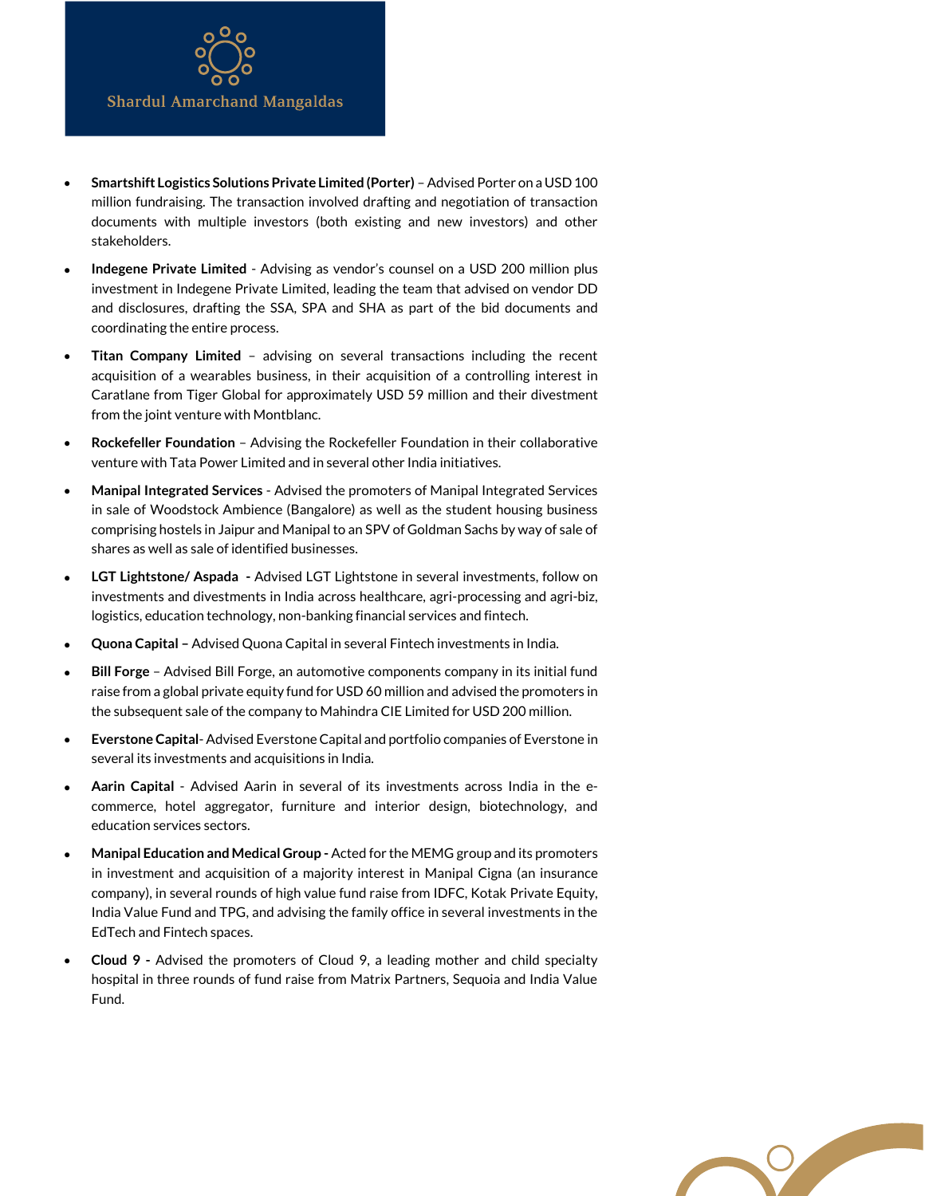Shardul Amarchand Mangaldas

- **Smartshift Logistics Solutions Private Limited (Porter)** – Advised Porter on a USD 100 million fundraising. The transaction involved drafting and negotiation of transaction documents with multiple investors (both existing and new investors) and other stakeholders.
- **Indegene Private Limited** - Advising as vendor's counsel on a USD 200 million plus investment in Indegene Private Limited, leading the team that advised on vendor DD and disclosures, drafting the SSA, SPA and SHA as part of the bid documents and coordinating the entire process.
- **Titan Company Limited** – advising on several transactions including the recent acquisition of a wearables business, in their acquisition of a controlling interest in Caratlane from Tiger Global for approximately USD 59 million and their divestment from the joint venture with Montblanc.
- **Rockefeller Foundation** – Advising the Rockefeller Foundation in their collaborative venture with Tata Power Limited and in several other India initiatives.
- **Manipal Integrated Services** - Advised the promoters of Manipal Integrated Services in sale of Woodstock Ambience (Bangalore) as well as the student housing business comprising hostels in Jaipur and Manipal to an SPV of Goldman Sachs by way of sale of shares as well as sale of identified businesses.
- **LGT Lightstone/ Aspada** - Advised LGT Lightstone in several investments, follow on investments and divestments in India across healthcare, agri-processing and agri-biz, logistics, education technology, non-banking financial services and fintech.
- **Quona Capital –** Advised Quona Capital in several Fintech investments in India.
- **Bill Forge** – Advised Bill Forge, an automotive components company in its initial fund raise from a global private equity fund for USD 60 million and advised the promoters in the subsequent sale of the company to Mahindra CIE Limited for USD 200 million.
- **Everstone Capital**- Advised Everstone Capital and portfolio companies of Everstone in several its investments and acquisitions in India.
- **Aarin Capital** - Advised Aarin in several of its investments across India in the e-commerce, hotel aggregator, furniture and interior design, biotechnology, and education services sectors.
- **Manipal Education and Medical Group -** Acted for the MEMG group and its promoters in investment and acquisition of a majority interest in Manipal Cigna (an insurance company), in several rounds of high value fund raise from IDFC, Kotak Private Equity, India Value Fund and TPG, and advising the family office in several investments in the EdTech and Fintech spaces.
- **Cloud 9 -** Advised the promoters of Cloud 9, a leading mother and child specialty hospital in three rounds of fund raise from Matrix Partners, Sequoia and India Value Fund.